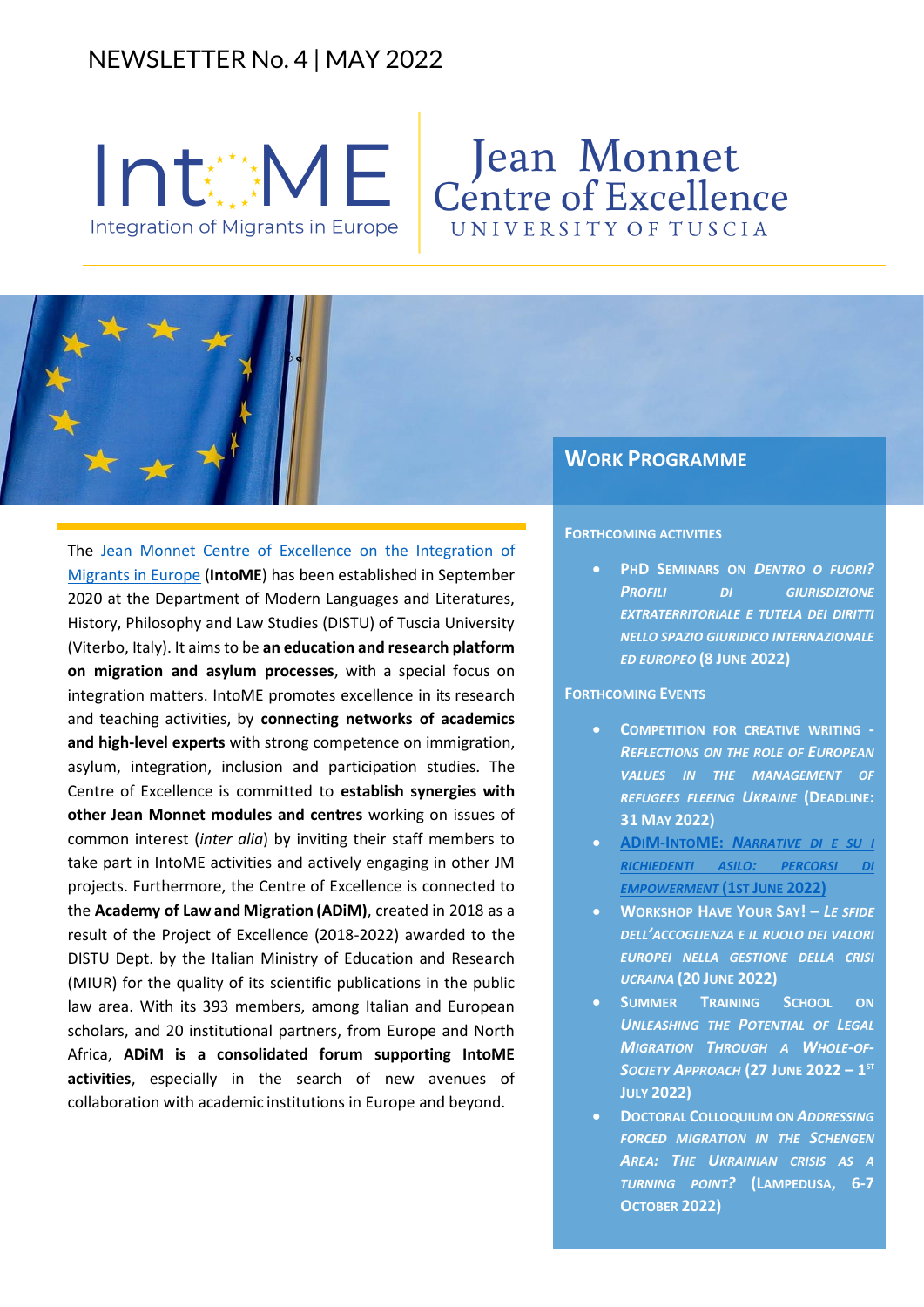# NEWSLETTER No. 4 | MAY 2022

IntoME – Integration of Migrants in Europe

Jean Monnet Centre of Excellence
UNIVERSITY OF TUSCIA

The Jean Monnet Centre of Excellence on the Integration of Migrants in Europe (**IntoME**) has been established in September 2020 at the Department of Modern Languages and Literatures, History, Philosophy and Law Studies (DISTU) of Tuscia University (Viterbo, Italy). It aims to be **an education and research platform on migration and asylum processes**, with a special focus on integration matters. IntoME promotes excellence in its research and teaching activities, by **connecting networks of academics and high-level experts** with strong competence on immigration, asylum, integration, inclusion and participation studies. The Centre of Excellence is committed to **establish synergies with other Jean Monnet modules and centres** working on issues of common interest (*inter alia*) by inviting their staff members to take part in IntoME activities and actively engaging in other JM projects. Furthermore, the Centre of Excellence is connected to the **Academy of Law and Migration (ADiM)**, created in 2018 as a result of the Project of Excellence (2018-2022) awarded to the DISTU Dept. by the Italian Ministry of Education and Research (MIUR) for the quality of its scientific publications in the public law area. With its 393 members, among Italian and European scholars, and 20 institutional partners, from Europe and North Africa, **ADiM is a consolidated forum supporting IntoME activities**, especially in the search of new avenues of collaboration with academic institutions in Europe and beyond.

## Work Programme

### Forthcoming activities

- **PhD Seminars on *Dentro o fuori? Profili di giurisdizione extraterritoriale e tutela dei diritti nello spazio giuridico internazionale ed europeo* (8 June 2022)**

### Forthcoming Events

- **Competition for creative writing - *Reflections on the role of European values in the management of refugees fleeing Ukraine* (Deadline: 31 May 2022)**
- **ADiM-IntoME: *Narrative di e su i richiedenti asilo: percorsi di empowerment* (1st June 2022)**
- **Workshop Have Your Say! – *Le sfide dell'accoglienza e il ruolo dei valori europei nella gestione della crisi ucraina* (20 June 2022)**
- **Summer Training School on *Unleashing the Potential of Legal Migration Through a Whole-of-Society Approach* (27 June 2022 – 1st July 2022)**
- **Doctoral Colloquium on *Addressing forced migration in the Schengen area: The Ukrainian crisis as a turning point?* (Lampedusa, 6-7 October 2022)**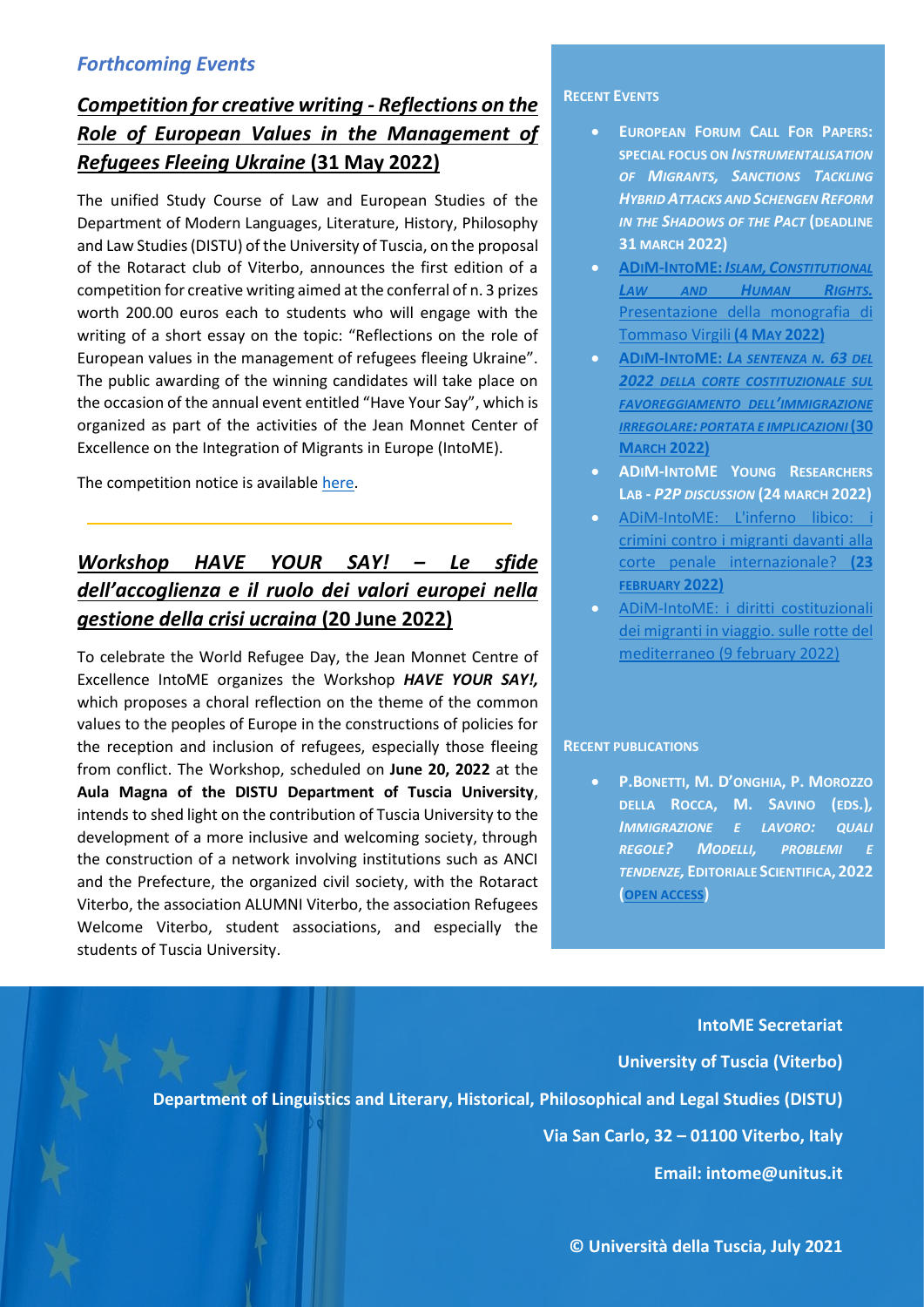## *Forthcoming Events*

### ***Competition for creative writing - Reflections on the Role of European Values in the Management of Refugees Fleeing Ukraine*** **(31 May 2022)**

The unified Study Course of Law and European Studies of the Department of Modern Languages, Literature, History, Philosophy and Law Studies (DISTU) of the University of Tuscia, on the proposal of the Rotaract club of Viterbo, announces the first edition of a competition for creative writing aimed at the conferral of n. 3 prizes worth 200.00 euros each to students who will engage with the writing of a short essay on the topic: "Reflections on the role of European values in the management of refugees fleeing Ukraine". The public awarding of the winning candidates will take place on the occasion of the annual event entitled "Have Your Say", which is organized as part of the activities of the Jean Monnet Center of Excellence on the Integration of Migrants in Europe (IntoME).

The competition notice is available here.

---

### ***Workshop HAVE YOUR SAY! – Le sfide dell'accoglienza e il ruolo dei valori europei nella gestione della crisi ucraina*** **(20 June 2022)**

To celebrate the World Refugee Day, the Jean Monnet Centre of Excellence IntoME organizes the Workshop ***HAVE YOUR SAY!,*** which proposes a choral reflection on the theme of the common values to the peoples of Europe in the constructions of policies for the reception and inclusion of refugees, especially those fleeing from conflict. The Workshop, scheduled on **June 20, 2022** at the **Aula Magna of the DISTU Department of Tuscia University**, intends to shed light on the contribution of Tuscia University to the development of a more inclusive and welcoming society, through the construction of a network involving institutions such as ANCI and the Prefecture, the organized civil society, with the Rotaract Viterbo, the association ALUMNI Viterbo, the association Refugees Welcome Viterbo, student associations, and especially the students of Tuscia University.

### RECENT EVENTS

- **EUROPEAN FORUM CALL FOR PAPERS: SPECIAL FOCUS ON *INSTRUMENTALISATION OF MIGRANTS, SANCTIONS TACKLING HYBRID ATTACKS AND SCHENGEN REFORM IN THE SHADOWS OF THE PACT* (DEADLINE 31 MARCH 2022)**
- **ADIM-INTOME: *ISLAM, CONSTITUTIONAL LAW AND HUMAN RIGHTS.*** Presentazione della monografia di Tommaso Virgili **(4 MAY 2022)**
- **ADIM-INTOME: *LA SENTENZA N. 63 DEL 2022 DELLA CORTE COSTITUZIONALE SUL FAVOREGGIAMENTO DELL'IMMIGRAZIONE IRREGOLARE: PORTATA E IMPLICAZIONI* (30 MARCH 2022)**
- **ADIM-INTOME YOUNG RESEARCHERS LAB - *P2P DISCUSSION* (24 MARCH 2022)**
- ADiM-IntoME: L'inferno libico: i crimini contro i migranti davanti alla corte penale internazionale? **(23 FEBRUARY 2022)**
- ADiM-IntoME: i diritti costituzionali dei migranti in viaggio. sulle rotte del mediterraneo (9 february 2022)

### RECENT PUBLICATIONS

- **P. BONETTI, M. D'ONGHIA, P. MOROZZO DELLA ROCCA, M. SAVINO (EDS.), *IMMIGRAZIONE E LAVORO: QUALI REGOLE? MODELLI, PROBLEMI E TENDENZE*, EDITORIALE SCIENTIFICA, 2022 (OPEN ACCESS)**

**IntoME Secretariat**

**University of Tuscia (Viterbo)**

**Department of Linguistics and Literary, Historical, Philosophical and Legal Studies (DISTU)**

**Via San Carlo, 32 – 01100 Viterbo, Italy**

**Email: intome@unitus.it**

**© Università della Tuscia, July 2021**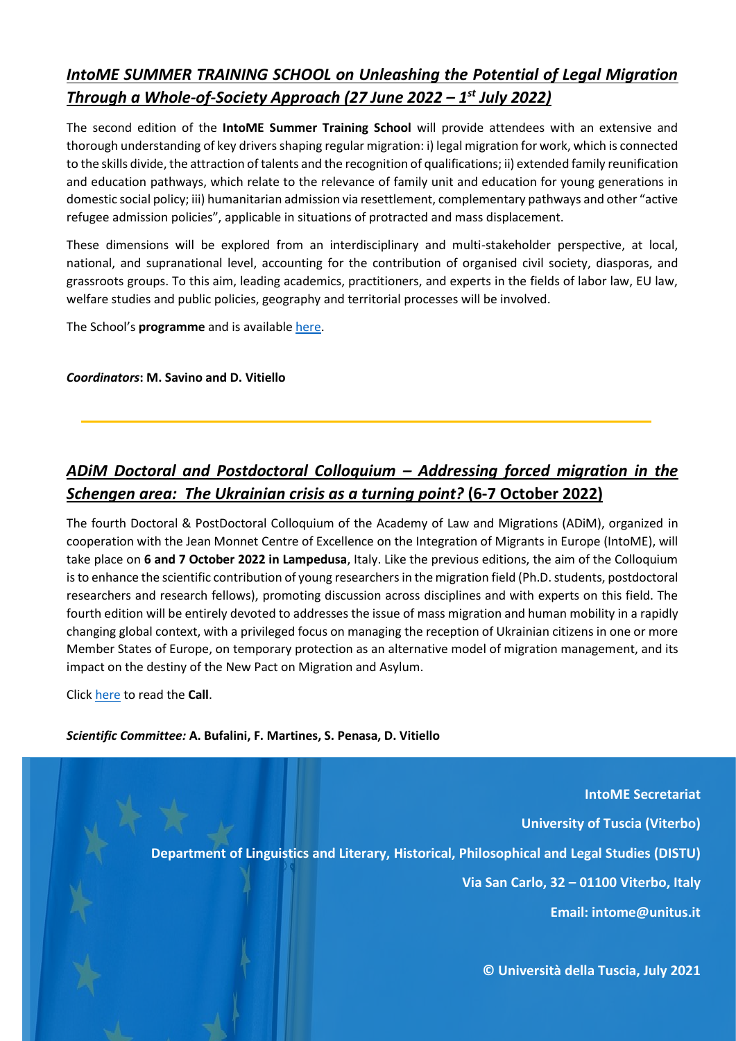## *IntoME SUMMER TRAINING SCHOOL on Unleashing the Potential of Legal Migration Through a Whole-of-Society Approach (27 June 2022 – 1st July 2022)*

The second edition of the **IntoME Summer Training School** will provide attendees with an extensive and thorough understanding of key drivers shaping regular migration: i) legal migration for work, which is connected to the skills divide, the attraction of talents and the recognition of qualifications; ii) extended family reunification and education pathways, which relate to the relevance of family unit and education for young generations in domestic social policy; iii) humanitarian admission via resettlement, complementary pathways and other "active refugee admission policies", applicable in situations of protracted and mass displacement.

These dimensions will be explored from an interdisciplinary and multi-stakeholder perspective, at local, national, and supranational level, accounting for the contribution of organised civil society, diasporas, and grassroots groups. To this aim, leading academics, practitioners, and experts in the fields of labor law, EU law, welfare studies and public policies, geography and territorial processes will be involved.

The School's **programme** and is available here.

***Coordinators*: M. Savino and D. Vitiello**

---

## *ADiM Doctoral and Postdoctoral Colloquium – Addressing forced migration in the Schengen area: The Ukrainian crisis as a turning point?* (6-7 October 2022)

The fourth Doctoral & PostDoctoral Colloquium of the Academy of Law and Migrations (ADiM), organized in cooperation with the Jean Monnet Centre of Excellence on the Integration of Migrants in Europe (IntoME), will take place on **6 and 7 October 2022 in Lampedusa**, Italy. Like the previous editions, the aim of the Colloquium is to enhance the scientific contribution of young researchers in the migration field (Ph.D. students, postdoctoral researchers and research fellows), promoting discussion across disciplines and with experts on this field. The fourth edition will be entirely devoted to addresses the issue of mass migration and human mobility in a rapidly changing global context, with a privileged focus on managing the reception of Ukrainian citizens in one or more Member States of Europe, on temporary protection as an alternative model of migration management, and its impact on the destiny of the New Pact on Migration and Asylum.

Click here to read the **Call**.

***Scientific Committee:* A. Bufalini, F. Martines, S. Penasa, D. Vitiello**

**IntoME Secretariat**

**University of Tuscia (Viterbo)**

**Department of Linguistics and Literary, Historical, Philosophical and Legal Studies (DISTU)**

**Via San Carlo, 32 – 01100 Viterbo, Italy**

**Email: intome@unitus.it**

**© Università della Tuscia, July 2021**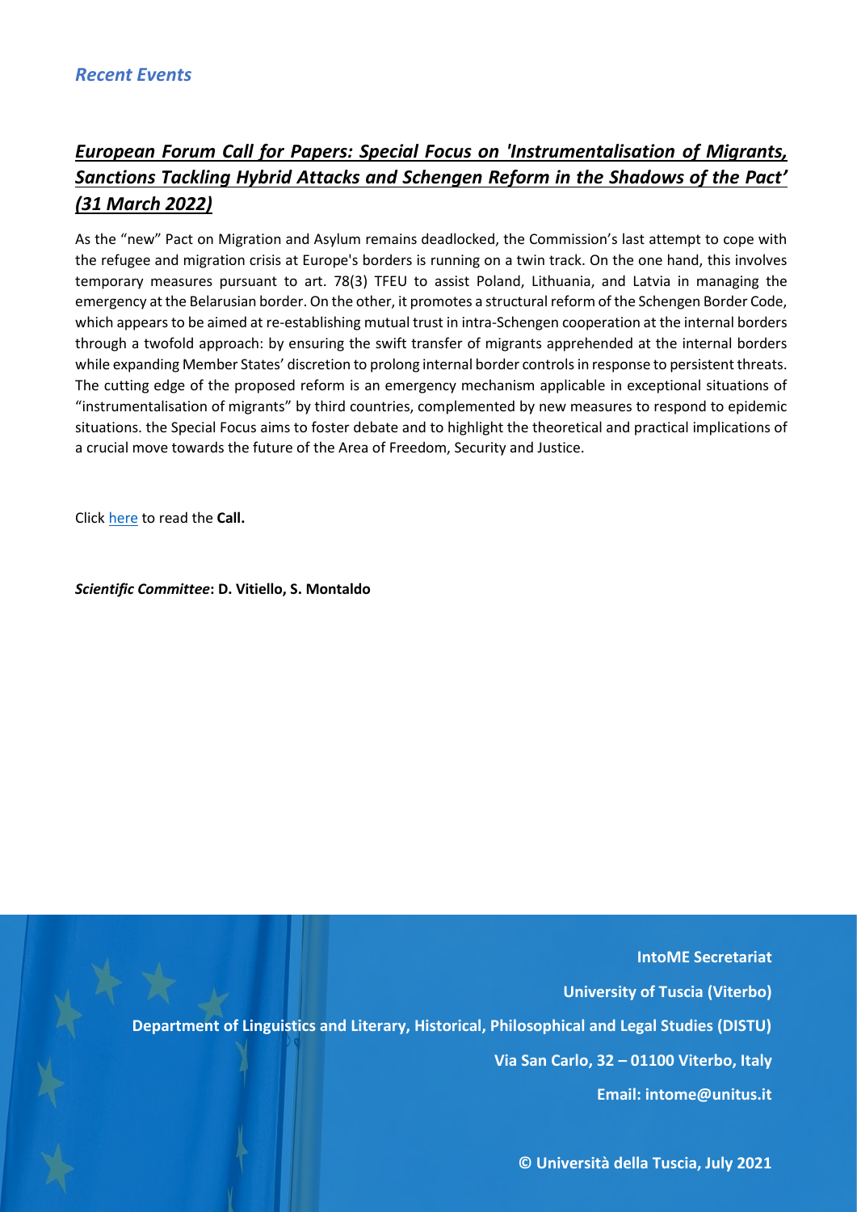## *Recent Events*

### ***European Forum Call for Papers: Special Focus on 'Instrumentalisation of Migrants, Sanctions Tackling Hybrid Attacks and Schengen Reform in the Shadows of the Pact' (31 March 2022)***

As the "new" Pact on Migration and Asylum remains deadlocked, the Commission's last attempt to cope with the refugee and migration crisis at Europe's borders is running on a twin track. On the one hand, this involves temporary measures pursuant to art. 78(3) TFEU to assist Poland, Lithuania, and Latvia in managing the emergency at the Belarusian border. On the other, it promotes a structural reform of the Schengen Border Code, which appears to be aimed at re-establishing mutual trust in intra-Schengen cooperation at the internal borders through a twofold approach: by ensuring the swift transfer of migrants apprehended at the internal borders while expanding Member States' discretion to prolong internal border controls in response to persistent threats. The cutting edge of the proposed reform is an emergency mechanism applicable in exceptional situations of "instrumentalisation of migrants" by third countries, complemented by new measures to respond to epidemic situations. the Special Focus aims to foster debate and to highlight the theoretical and practical implications of a crucial move towards the future of the Area of Freedom, Security and Justice.

Click here to read the **Call.**

***Scientific Committee*: D. Vitiello, S. Montaldo**

**IntoME Secretariat**

**University of Tuscia (Viterbo)**

**Department of Linguistics and Literary, Historical, Philosophical and Legal Studies (DISTU)**

**Via San Carlo, 32 – 01100 Viterbo, Italy**

**Email: intome@unitus.it**

**© Università della Tuscia, July 2021**